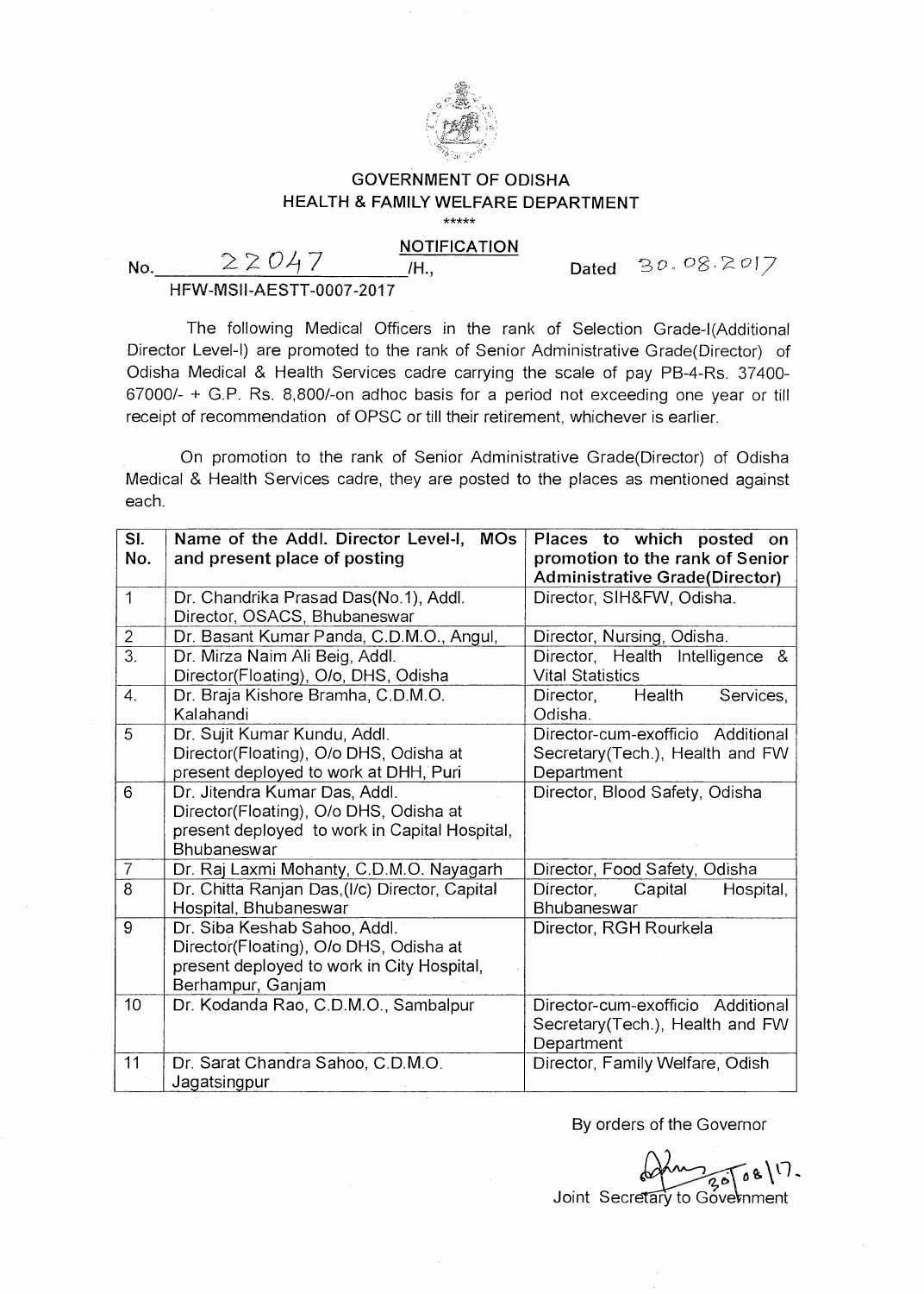## GOVERNMENT OF ODISHA
## HEALTH & FAMILY WELFARE DEPARTMENT

\*\*\*\*\*

**NOTIFICATION**

No. 22047 /H., Dated 30.08.2017

HFW-MSII-AESTT-0007-2017

The following Medical Officers in the rank of Selection Grade-I(Additional Director Level-I) are promoted to the rank of Senior Administrative Grade(Director) of Odisha Medical & Health Services cadre carrying the scale of pay PB-4-Rs. 37400-67000/- + G.P. Rs. 8,800/-on adhoc basis for a period not exceeding one year or till receipt of recommendation of OPSC or till their retirement, whichever is earlier.

On promotion to the rank of Senior Administrative Grade(Director) of Odisha Medical & Health Services cadre, they are posted to the places as mentioned against each.

| Sl. No. | Name of the Addl. Director Level-I, MOs and present place of posting | Places to which posted on promotion to the rank of Senior Administrative Grade(Director) |
|---|---|---|
| 1 | Dr. Chandrika Prasad Das(No.1), Addl. Director, OSACS, Bhubaneswar | Director, SIH&FW, Odisha. |
| 2 | Dr. Basant Kumar Panda, C.D.M.O., Angul, | Director, Nursing, Odisha. |
| 3. | Dr. Mirza Naim Ali Beig, Addl. Director(Floating), O/o, DHS, Odisha | Director, Health Intelligence & Vital Statistics |
| 4. | Dr. Braja Kishore Bramha, C.D.M.O. Kalahandi | Director, Health Services, Odisha. |
| 5 | Dr. Sujit Kumar Kundu, Addl. Director(Floating), O/o DHS, Odisha at present deployed to work at DHH, Puri | Director-cum-exofficio Additional Secretary(Tech.), Health and FW Department |
| 6 | Dr. Jitendra Kumar Das, Addl. Director(Floating), O/o DHS, Odisha at present deployed to work in Capital Hospital, Bhubaneswar | Director, Blood Safety, Odisha |
| 7 | Dr. Raj Laxmi Mohanty, C.D.M.O. Nayagarh | Director, Food Safety, Odisha |
| 8 | Dr. Chitta Ranjan Das,(I/c) Director, Capital Hospital, Bhubaneswar | Director, Capital Hospital, Bhubaneswar |
| 9 | Dr. Siba Keshab Sahoo, Addl. Director(Floating), O/o DHS, Odisha at present deployed to work in City Hospital, Berhampur, Ganjam | Director, RGH Rourkela |
| 10 | Dr. Kodanda Rao, C.D.M.O., Sambalpur | Director-cum-exofficio Additional Secretary(Tech.), Health and FW Department |
| 11 | Dr. Sarat Chandra Sahoo, C.D.M.O. Jagatsingpur | Director, Family Welfare, Odish |

By orders of the Governor

30/08/17.

Joint Secretary to Government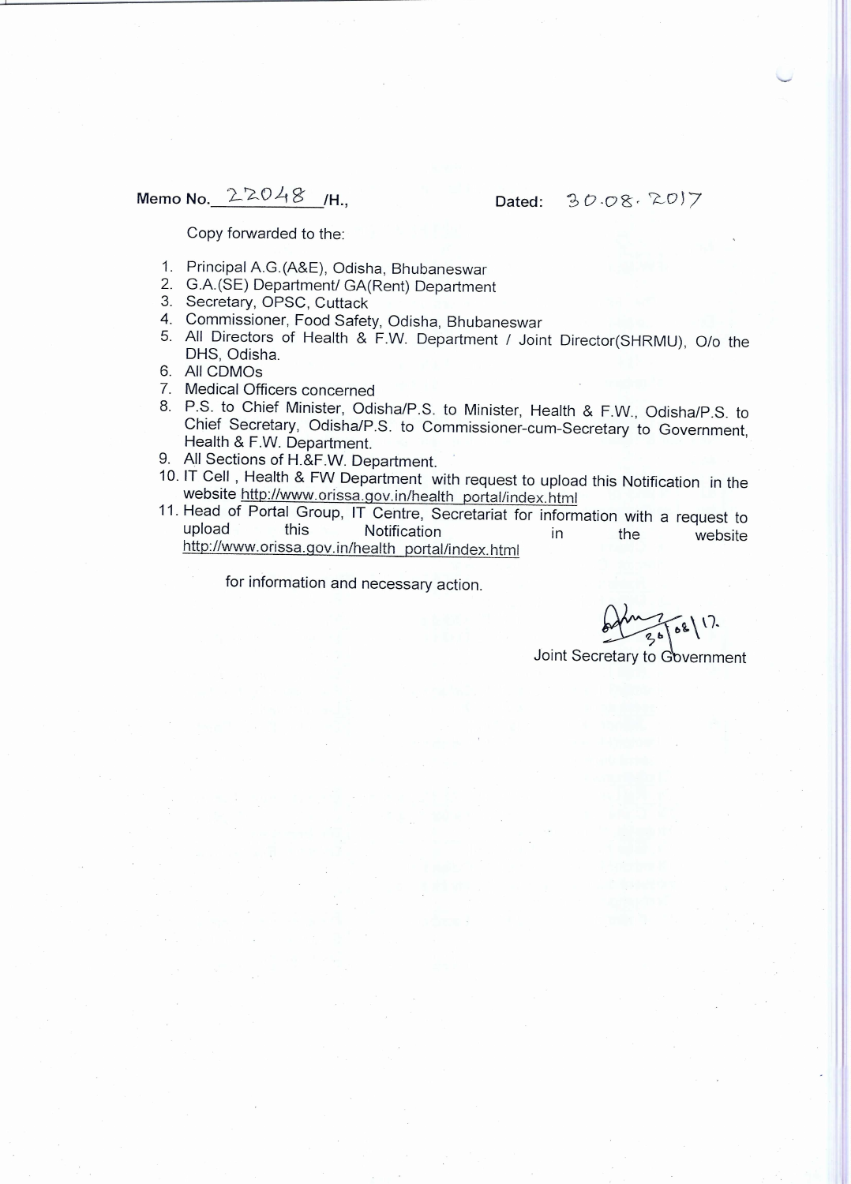Memo No. 22048 /H., Dated: 30.08.2017

Copy forwarded to the:

1. Principal A.G.(A&E), Odisha, Bhubaneswar
2. G.A.(SE) Department/ GA(Rent) Department
3. Secretary, OPSC, Cuttack
4. Commissioner, Food Safety, Odisha, Bhubaneswar
5. All Directors of Health & F.W. Department / Joint Director(SHRMU), O/o the DHS, Odisha.
6. All CDMOs
7. Medical Officers concerned
8. P.S. to Chief Minister, Odisha/P.S. to Minister, Health & F.W., Odisha/P.S. to Chief Secretary, Odisha/P.S. to Commissioner-cum-Secretary to Government, Health & F.W. Department.
9. All Sections of H.&F.W. Department.
10. IT Cell , Health & FW Department with request to upload this Notification in the website http://www.orissa.gov.in/health_portal/index.html
11. Head of Portal Group, IT Centre, Secretariat for information with a request to upload this Notification in the website http://www.orissa.gov.in/health_portal/index.html

for information and necessary action.

30/08/17.

Joint Secretary to Government